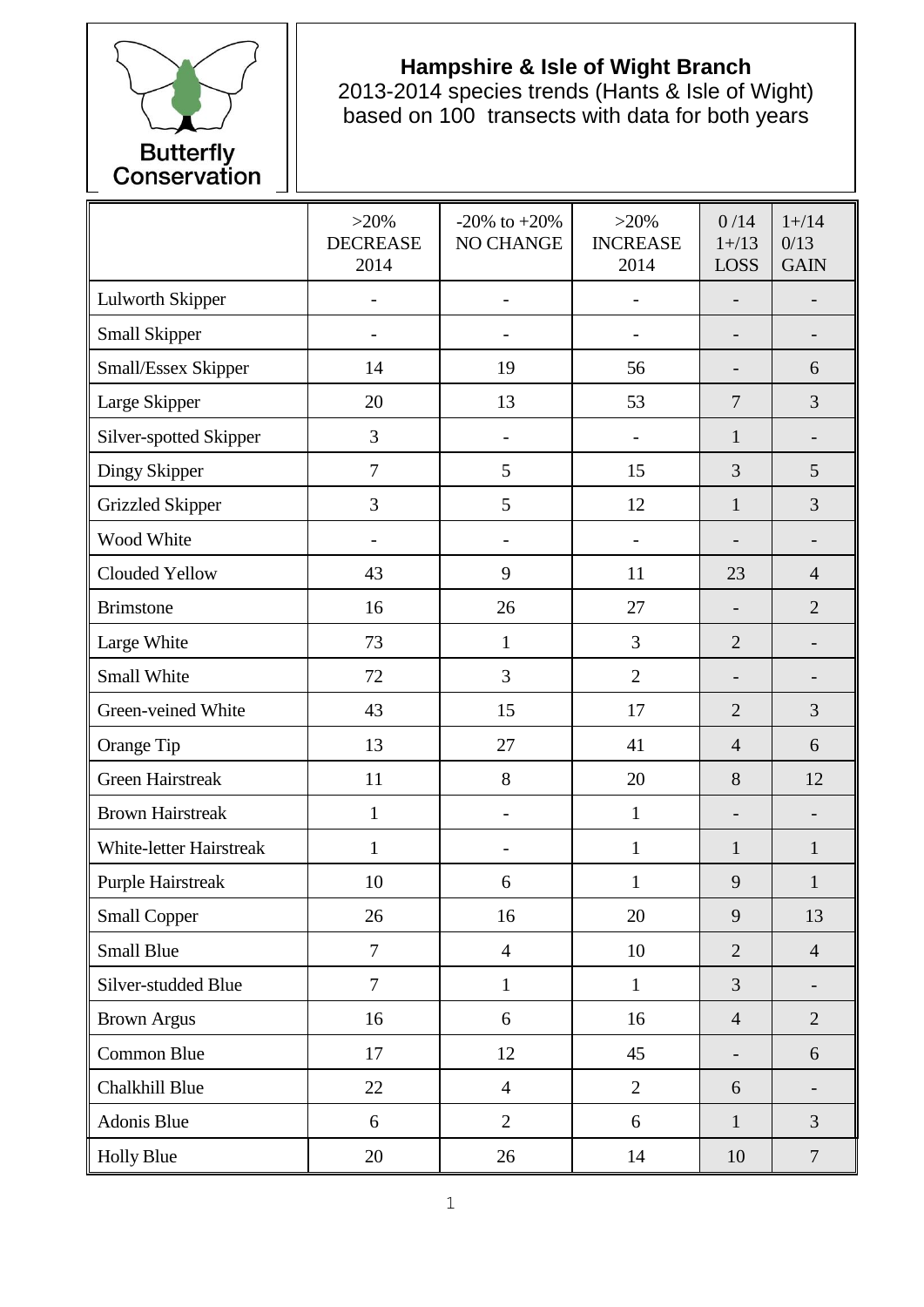Butterfly Conservation

## Hampshire & Isle of Wight Branch

2013-2014 species trends (Hants & Isle of Wight) based on 100 transects with data for both years

| | >20% DECREASE 2014 | -20% to +20% NO CHANGE | >20% INCREASE 2014 | 0 /14 1+/13 LOSS | 1+/14 0/13 GAIN |
|---|---|---|---|---|---|
| Lulworth Skipper | - | - | - | - | - |
| Small Skipper | - | - | - | - | - |
| Small/Essex Skipper | 14 | 19 | 56 | - | 6 |
| Large Skipper | 20 | 13 | 53 | 7 | 3 |
| Silver-spotted Skipper | 3 | - | - | 1 | - |
| Dingy Skipper | 7 | 5 | 15 | 3 | 5 |
| Grizzled Skipper | 3 | 5 | 12 | 1 | 3 |
| Wood White | - | - | - | - | - |
| Clouded Yellow | 43 | 9 | 11 | 23 | 4 |
| Brimstone | 16 | 26 | 27 | - | 2 |
| Large White | 73 | 1 | 3 | 2 | - |
| Small White | 72 | 3 | 2 | - | - |
| Green-veined White | 43 | 15 | 17 | 2 | 3 |
| Orange Tip | 13 | 27 | 41 | 4 | 6 |
| Green Hairstreak | 11 | 8 | 20 | 8 | 12 |
| Brown Hairstreak | 1 | - | 1 | - | - |
| White-letter Hairstreak | 1 | - | 1 | 1 | 1 |
| Purple Hairstreak | 10 | 6 | 1 | 9 | 1 |
| Small Copper | 26 | 16 | 20 | 9 | 13 |
| Small Blue | 7 | 4 | 10 | 2 | 4 |
| Silver-studded Blue | 7 | 1 | 1 | 3 | - |
| Brown Argus | 16 | 6 | 16 | 4 | 2 |
| Common Blue | 17 | 12 | 45 | - | 6 |
| Chalkhill Blue | 22 | 4 | 2 | 6 | - |
| Adonis Blue | 6 | 2 | 6 | 1 | 3 |
| Holly Blue | 20 | 26 | 14 | 10 | 7 |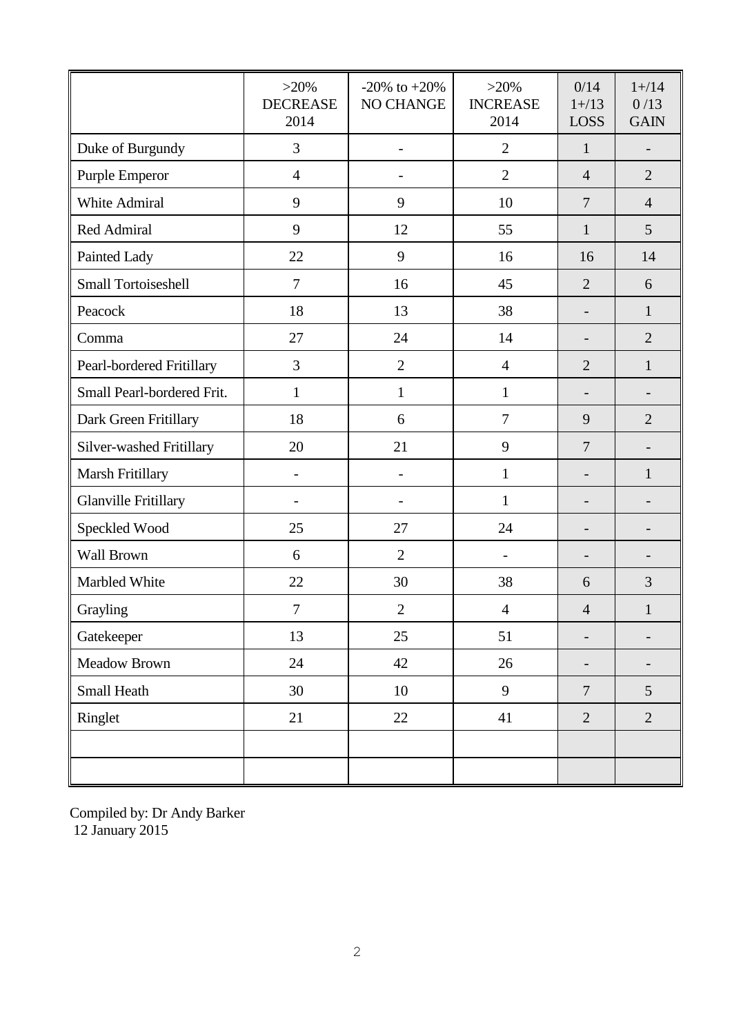| | >20% DECREASE 2014 | -20% to +20% NO CHANGE | >20% INCREASE 2014 | 0/14 1+/13 LOSS | 1+/14 0 /13 GAIN |
|---|---|---|---|---|---|
| Duke of Burgundy | 3 | - | 2 | 1 | - |
| Purple Emperor | 4 | - | 2 | 4 | 2 |
| White Admiral | 9 | 9 | 10 | 7 | 4 |
| Red Admiral | 9 | 12 | 55 | 1 | 5 |
| Painted Lady | 22 | 9 | 16 | 16 | 14 |
| Small Tortoiseshell | 7 | 16 | 45 | 2 | 6 |
| Peacock | 18 | 13 | 38 | - | 1 |
| Comma | 27 | 24 | 14 | - | 2 |
| Pearl-bordered Fritillary | 3 | 2 | 4 | 2 | 1 |
| Small Pearl-bordered Frit. | 1 | 1 | 1 | - | - |
| Dark Green Fritillary | 18 | 6 | 7 | 9 | 2 |
| Silver-washed Fritillary | 20 | 21 | 9 | 7 | - |
| Marsh Fritillary | - | - | 1 | - | 1 |
| Glanville Fritillary | - | - | 1 | - | - |
| Speckled Wood | 25 | 27 | 24 | - | - |
| Wall Brown | 6 | 2 | - | - | - |
| Marbled White | 22 | 30 | 38 | 6 | 3 |
| Grayling | 7 | 2 | 4 | 4 | 1 |
| Gatekeeper | 13 | 25 | 51 | - | - |
| Meadow Brown | 24 | 42 | 26 | - | - |
| Small Heath | 30 | 10 | 9 | 7 | 5 |
| Ringlet | 21 | 22 | 41 | 2 | 2 |
| | | | | | |
| | | | | | |

Compiled by: Dr Andy Barker
12 January 2015